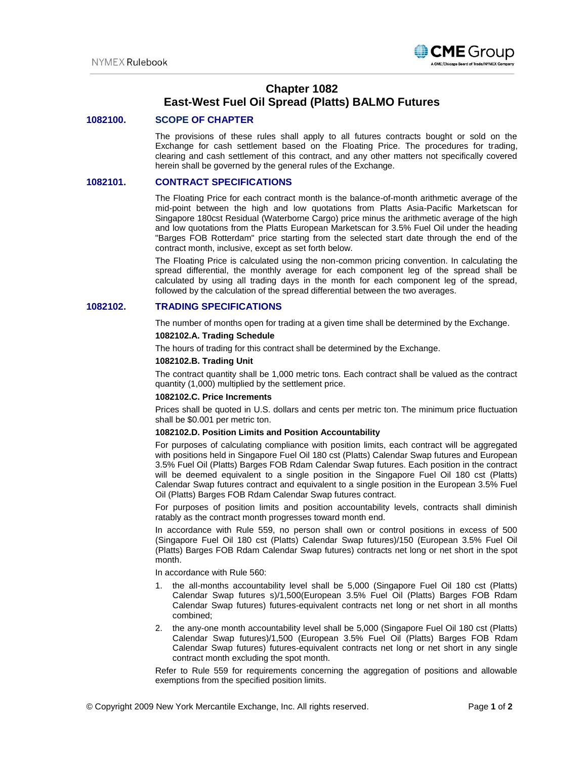# Chapter 1082
# East-West Fuel Oil Spread (Platts) BALMO Futures

## 1082100. SCOPE OF CHAPTER

The provisions of these rules shall apply to all futures contracts bought or sold on the Exchange for cash settlement based on the Floating Price. The procedures for trading, clearing and cash settlement of this contract, and any other matters not specifically covered herein shall be governed by the general rules of the Exchange.

## 1082101. CONTRACT SPECIFICATIONS

The Floating Price for each contract month is the balance-of-month arithmetic average of the mid-point between the high and low quotations from Platts Asia-Pacific Marketscan for Singapore 180cst Residual (Waterborne Cargo) price minus the arithmetic average of the high and low quotations from the Platts European Marketscan for 3.5% Fuel Oil under the heading "Barges FOB Rotterdam" price starting from the selected start date through the end of the contract month, inclusive, except as set forth below.

The Floating Price is calculated using the non-common pricing convention. In calculating the spread differential, the monthly average for each component leg of the spread shall be calculated by using all trading days in the month for each component leg of the spread, followed by the calculation of the spread differential between the two averages.

## 1082102. TRADING SPECIFICATIONS

The number of months open for trading at a given time shall be determined by the Exchange.

**1082102.A. Trading Schedule**

The hours of trading for this contract shall be determined by the Exchange.

**1082102.B. Trading Unit**

The contract quantity shall be 1,000 metric tons. Each contract shall be valued as the contract quantity (1,000) multiplied by the settlement price.

**1082102.C. Price Increments**

Prices shall be quoted in U.S. dollars and cents per metric ton. The minimum price fluctuation shall be $0.001 per metric ton.

**1082102.D. Position Limits and Position Accountability**

For purposes of calculating compliance with position limits, each contract will be aggregated with positions held in Singapore Fuel Oil 180 cst (Platts) Calendar Swap futures and European 3.5% Fuel Oil (Platts) Barges FOB Rdam Calendar Swap futures. Each position in the contract will be deemed equivalent to a single position in the Singapore Fuel Oil 180 cst (Platts) Calendar Swap futures contract and equivalent to a single position in the European 3.5% Fuel Oil (Platts) Barges FOB Rdam Calendar Swap futures contract.

For purposes of position limits and position accountability levels, contracts shall diminish ratably as the contract month progresses toward month end.

In accordance with Rule 559, no person shall own or control positions in excess of 500 (Singapore Fuel Oil 180 cst (Platts) Calendar Swap futures)/150 (European 3.5% Fuel Oil (Platts) Barges FOB Rdam Calendar Swap futures) contracts net long or net short in the spot month.

In accordance with Rule 560:

1. the all-months accountability level shall be 5,000 (Singapore Fuel Oil 180 cst (Platts) Calendar Swap futures s)/1,500(European 3.5% Fuel Oil (Platts) Barges FOB Rdam Calendar Swap futures) futures-equivalent contracts net long or net short in all months combined;
2. the any-one month accountability level shall be 5,000 (Singapore Fuel Oil 180 cst (Platts) Calendar Swap futures)/1,500 (European 3.5% Fuel Oil (Platts) Barges FOB Rdam Calendar Swap futures) futures-equivalent contracts net long or net short in any single contract month excluding the spot month.

Refer to Rule 559 for requirements concerning the aggregation of positions and allowable exemptions from the specified position limits.

© Copyright 2009 New York Mercantile Exchange, Inc. All rights reserved.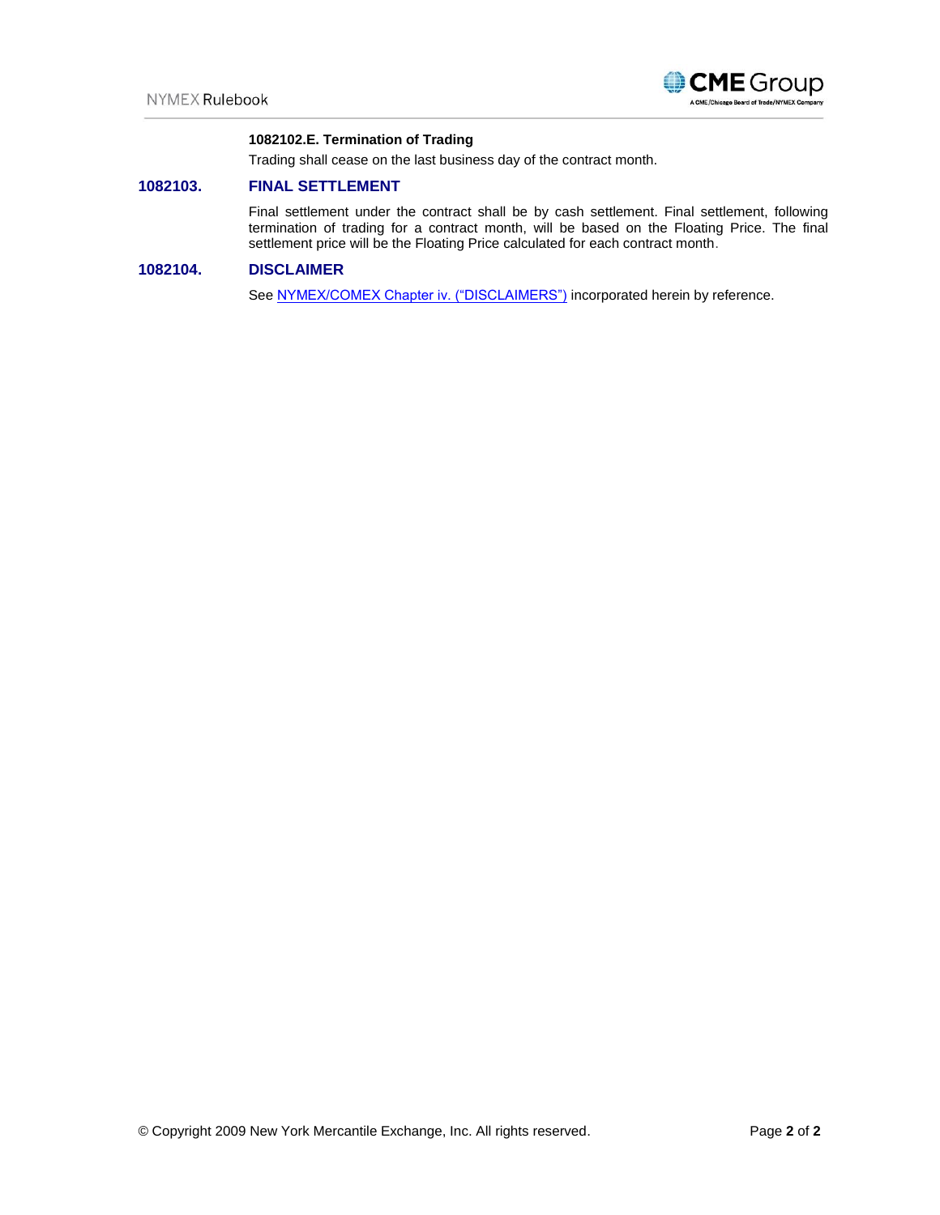**1082102.E. Termination of Trading**

Trading shall cease on the last business day of the contract month.

## 1082103. FINAL SETTLEMENT

Final settlement under the contract shall be by cash settlement. Final settlement, following termination of trading for a contract month, will be based on the Floating Price. The final settlement price will be the Floating Price calculated for each contract month.

## 1082104. DISCLAIMER

See NYMEX/COMEX Chapter iv. ("DISCLAIMERS") incorporated herein by reference.